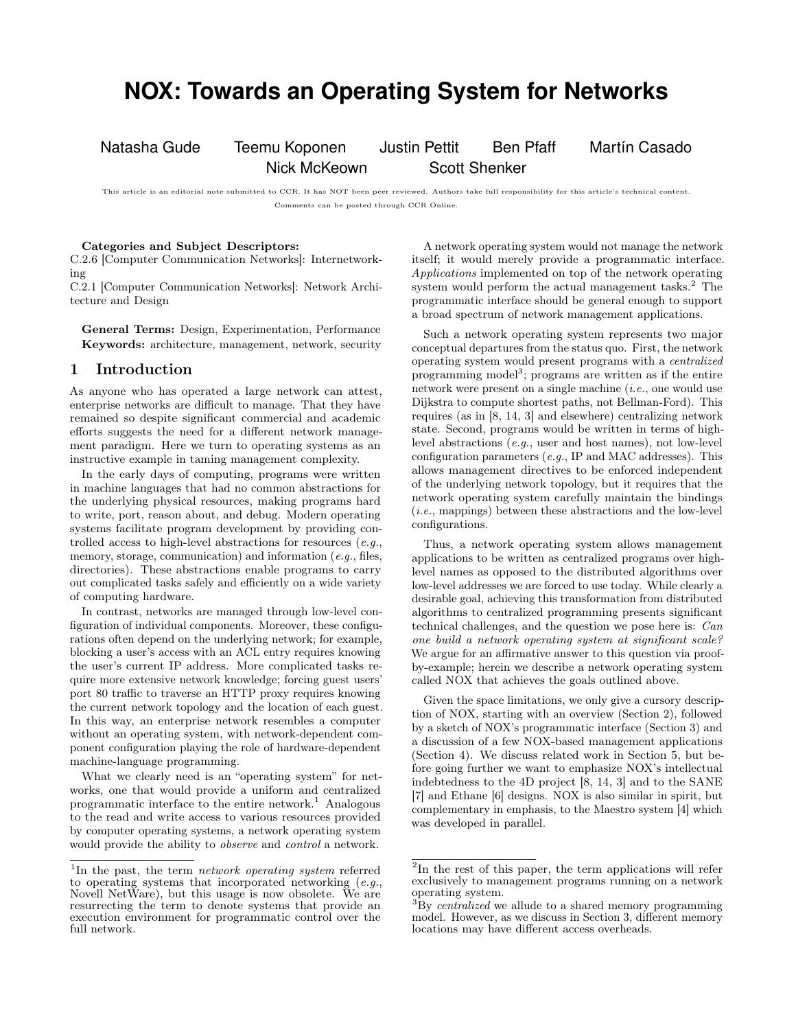# NOX: Towards an Operating System for Networks

Natasha Gude   Teemu Koponen   Justin Pettit   Ben Pfaff   Martín Casado
Nick McKeown   Scott Shenker

This article is an editorial note submitted to CCR. It has NOT been peer reviewed. Authors take full responsibility for this article's technical content. Comments can be posted through CCR Online.

**Categories and Subject Descriptors:**
C.2.6 [Computer Communication Networks]: Internetworking
C.2.1 [Computer Communication Networks]: Network Architecture and Design

**General Terms:** Design, Experimentation, Performance
**Keywords:** architecture, management, network, security

## 1 Introduction

As anyone who has operated a large network can attest, enterprise networks are difficult to manage. That they have remained so despite significant commercial and academic efforts suggests the need for a different network management paradigm. Here we turn to operating systems as an instructive example in taming management complexity.

In the early days of computing, programs were written in machine languages that had no common abstractions for the underlying physical resources, making programs hard to write, port, reason about, and debug. Modern operating systems facilitate program development by providing controlled access to high-level abstractions for resources (*e.g.*, memory, storage, communication) and information (*e.g.*, files, directories). These abstractions enable programs to carry out complicated tasks safely and efficiently on a wide variety of computing hardware.

In contrast, networks are managed through low-level configuration of individual components. Moreover, these configurations often depend on the underlying network; for example, blocking a user's access with an ACL entry requires knowing the user's current IP address. More complicated tasks require more extensive network knowledge; forcing guest users' port 80 traffic to traverse an HTTP proxy requires knowing the current network topology and the location of each guest. In this way, an enterprise network resembles a computer without an operating system, with network-dependent component configuration playing the role of hardware-dependent machine-language programming.

What we clearly need is an "operating system" for networks, one that would provide a uniform and centralized programmatic interface to the entire network.[1] Analogous to the read and write access to various resources provided by computer operating systems, a network operating system would provide the ability to *observe* and *control* a network.

A network operating system would not manage the network itself; it would merely provide a programmatic interface. *Applications* implemented on top of the network operating system would perform the actual management tasks.[2] The programmatic interface should be general enough to support a broad spectrum of network management applications.

Such a network operating system represents two major conceptual departures from the status quo. First, the network operating system would present programs with a *centralized* programming model[3]; programs are written as if the entire network were present on a single machine (*i.e.*, one would use Dijkstra to compute shortest paths, not Bellman-Ford). This requires (as in [8, 14, 3] and elsewhere) centralizing network state. Second, programs would be written in terms of high-level abstractions (*e.g.*, user and host names), not low-level configuration parameters (*e.g.*, IP and MAC addresses). This allows management directives to be enforced independent of the underlying network topology, but it requires that the network operating system carefully maintain the bindings (*i.e.*, mappings) between these abstractions and the low-level configurations.

Thus, a network operating system allows management applications to be written as centralized programs over high-level names as opposed to the distributed algorithms over low-level addresses we are forced to use today. While clearly a desirable goal, achieving this transformation from distributed algorithms to centralized programming presents significant technical challenges, and the question we pose here is: *Can one build a network operating system at significant scale?* We argue for an affirmative answer to this question via proof-by-example; herein we describe a network operating system called NOX that achieves the goals outlined above.

Given the space limitations, we only give a cursory description of NOX, starting with an overview (Section 2), followed by a sketch of NOX's programmatic interface (Section 3) and a discussion of a few NOX-based management applications (Section 4). We discuss related work in Section 5, but before going further we want to emphasize NOX's intellectual indebtedness to the 4D project [8, 14, 3] and to the SANE [7] and Ethane [6] designs. NOX is also similar in spirit, but complementary in emphasis, to the Maestro system [4] which was developed in parallel.

[1] In the past, the term *network operating system* referred to operating systems that incorporated networking (*e.g.*, Novell NetWare), but this usage is now obsolete. We are resurrecting the term to denote systems that provide an execution environment for programmatic control over the full network.

[2] In the rest of this paper, the term applications will refer exclusively to management programs running on a network operating system.

[3] By *centralized* we allude to a shared memory programming model. However, as we discuss in Section 3, different memory locations may have different access overheads.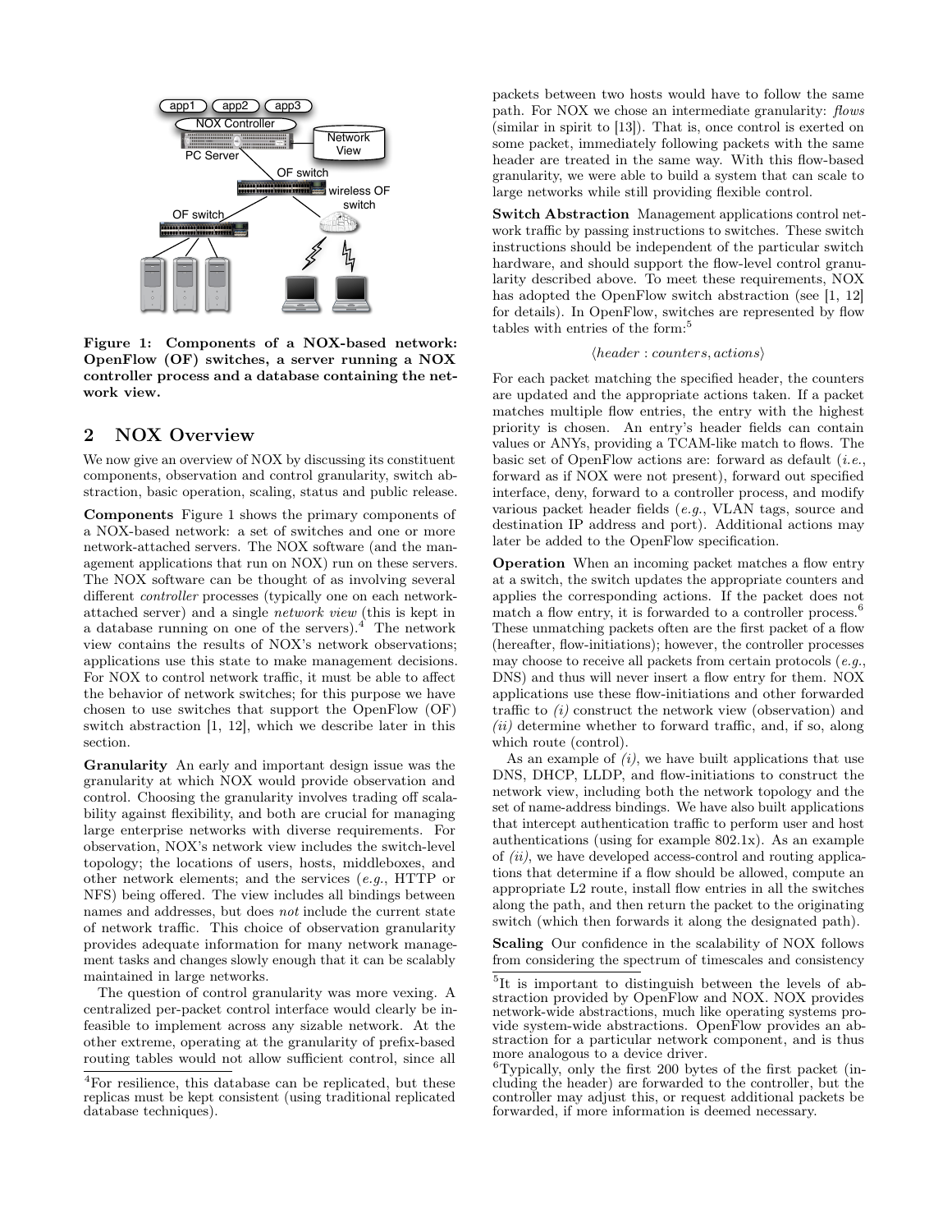app1 app2 app3
NOX Controller
PC Server
Network View
OF switch
wireless OF switch
OF switch

**Figure 1: Components of a NOX-based network: OpenFlow (OF) switches, a server running a NOX controller process and a database containing the network view.**

## 2 NOX Overview

We now give an overview of NOX by discussing its constituent components, observation and control granularity, switch abstraction, basic operation, scaling, status and public release.

**Components** Figure 1 shows the primary components of a NOX-based network: a set of switches and one or more network-attached servers. The NOX software (and the management applications that run on NOX) run on these servers. The NOX software can be thought of as involving several different *controller* processes (typically one on each network-attached server) and a single *network view* (this is kept in a database running on one of the servers).[4] The network view contains the results of NOX's network observations; applications use this state to make management decisions. For NOX to control network traffic, it must be able to affect the behavior of network switches; for this purpose we have chosen to use switches that support the OpenFlow (OF) switch abstraction [1, 12], which we describe later in this section.

**Granularity** An early and important design issue was the granularity at which NOX would provide observation and control. Choosing the granularity involves trading off scalability against flexibility, and both are crucial for managing large enterprise networks with diverse requirements. For observation, NOX's network view includes the switch-level topology; the locations of users, hosts, middleboxes, and other network elements; and the services (*e.g.*, HTTP or NFS) being offered. The view includes all bindings between names and addresses, but does *not* include the current state of network traffic. This choice of observation granularity provides adequate information for many network management tasks and changes slowly enough that it can be scalably maintained in large networks.

The question of control granularity was more vexing. A centralized per-packet control interface would clearly be infeasible to implement across any sizable network. At the other extreme, operating at the granularity of prefix-based routing tables would not allow sufficient control, since all packets between two hosts would have to follow the same path. For NOX we chose an intermediate granularity: *flows* (similar in spirit to [13]). That is, once control is exerted on some packet, immediately following packets with the same header are treated in the same way. With this flow-based granularity, we were able to build a system that can scale to large networks while still providing flexible control.

**Switch Abstraction** Management applications control network traffic by passing instructions to switches. These switch instructions should be independent of the particular switch hardware, and should support the flow-level control granularity described above. To meet these requirements, NOX has adopted the OpenFlow switch abstraction (see [1, 12] for details). In OpenFlow, switches are represented by flow tables with entries of the form:[5]

$$\langle header : counters, actions \rangle$$

For each packet matching the specified header, the counters are updated and the appropriate actions taken. If a packet matches multiple flow entries, the entry with the highest priority is chosen. An entry's header fields can contain values or ANYs, providing a TCAM-like match to flows. The basic set of OpenFlow actions are: forward as default (*i.e.*, forward as if NOX were not present), forward out specified interface, deny, forward to a controller process, and modify various packet header fields (*e.g.*, VLAN tags, source and destination IP address and port). Additional actions may later be added to the OpenFlow specification.

**Operation** When an incoming packet matches a flow entry at a switch, the switch updates the appropriate counters and applies the corresponding actions. If the packet does not match a flow entry, it is forwarded to a controller process.[6] These unmatching packets often are the first packet of a flow (hereafter, flow-initiations); however, the controller processes may choose to receive all packets from certain protocols (*e.g.*, DNS) and thus will never insert a flow entry for them. NOX applications use these flow-initiations and other forwarded traffic to *(i)* construct the network view (observation) and *(ii)* determine whether to forward traffic, and, if so, along which route (control).

As an example of *(i)*, we have built applications that use DNS, DHCP, LLDP, and flow-initiations to construct the network view, including both the network topology and the set of name-address bindings. We have also built applications that intercept authentication traffic to perform user and host authentications (using for example 802.1x). As an example of *(ii)*, we have developed access-control and routing applications that determine if a flow should be allowed, compute an appropriate L2 route, install flow entries in all the switches along the path, and then return the packet to the originating switch (which then forwards it along the designated path).

**Scaling** Our confidence in the scalability of NOX follows from considering the spectrum of timescales and consistency

[4]For resilience, this database can be replicated, but these replicas must be kept consistent (using traditional replicated database techniques).

[5]It is important to distinguish between the levels of abstraction provided by OpenFlow and NOX. NOX provides network-wide abstractions, much like operating systems provide system-wide abstractions. OpenFlow provides an abstraction for a particular network component, and is thus more analogous to a device driver.

[6]Typically, only the first 200 bytes of the first packet (including the header) are forwarded to the controller, but the controller may adjust this, or request additional packets be forwarded, if more information is deemed necessary.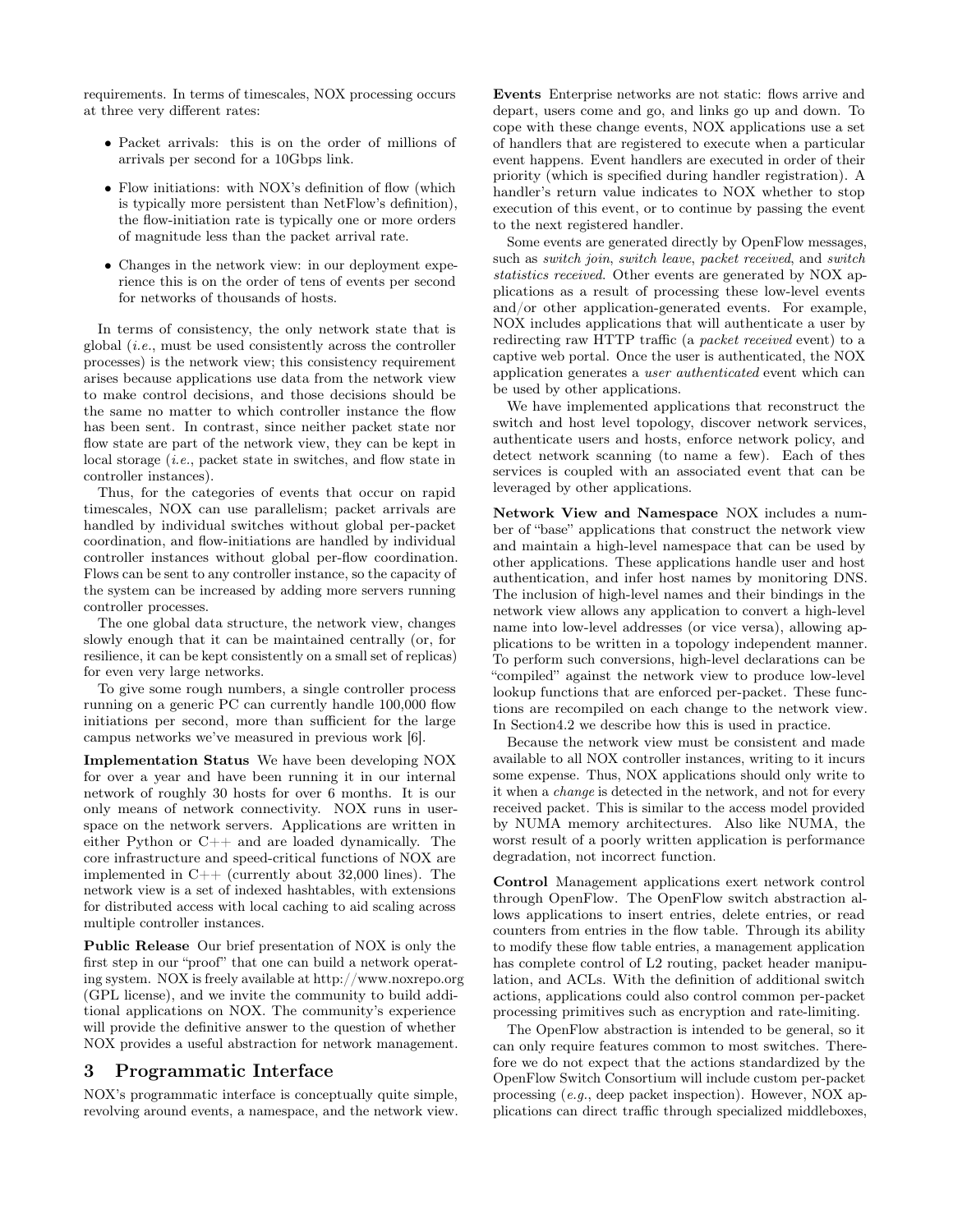requirements. In terms of timescales, NOX processing occurs at three very different rates:

- Packet arrivals: this is on the order of millions of arrivals per second for a 10Gbps link.
- Flow initiations: with NOX's definition of flow (which is typically more persistent than NetFlow's definition), the flow-initiation rate is typically one or more orders of magnitude less than the packet arrival rate.
- Changes in the network view: in our deployment experience this is on the order of tens of events per second for networks of thousands of hosts.

In terms of consistency, the only network state that is global (*i.e.*, must be used consistently across the controller processes) is the network view; this consistency requirement arises because applications use data from the network view to make control decisions, and those decisions should be the same no matter to which controller instance the flow has been sent. In contrast, since neither packet state nor flow state are part of the network view, they can be kept in local storage (*i.e.*, packet state in switches, and flow state in controller instances).

Thus, for the categories of events that occur on rapid timescales, NOX can use parallelism; packet arrivals are handled by individual switches without global per-packet coordination, and flow-initiations are handled by individual controller instances without global per-flow coordination. Flows can be sent to any controller instance, so the capacity of the system can be increased by adding more servers running controller processes.

The one global data structure, the network view, changes slowly enough that it can be maintained centrally (or, for resilience, it can be kept consistently on a small set of replicas) for even very large networks.

To give some rough numbers, a single controller process running on a generic PC can currently handle 100,000 flow initiations per second, more than sufficient for the large campus networks we've measured in previous work [6].

**Implementation Status** We have been developing NOX for over a year and have been running it in our internal network of roughly 30 hosts for over 6 months. It is our only means of network connectivity. NOX runs in user-space on the network servers. Applications are written in either Python or C++ and are loaded dynamically. The core infrastructure and speed-critical functions of NOX are implemented in C++ (currently about 32,000 lines). The network view is a set of indexed hashtables, with extensions for distributed access with local caching to aid scaling across multiple controller instances.

**Public Release** Our brief presentation of NOX is only the first step in our "proof" that one can build a network operating system. NOX is freely available at http://www.noxrepo.org (GPL license), and we invite the community to build additional applications on NOX. The community's experience will provide the definitive answer to the question of whether NOX provides a useful abstraction for network management.

## 3 Programmatic Interface

NOX's programmatic interface is conceptually quite simple, revolving around events, a namespace, and the network view.

**Events** Enterprise networks are not static: flows arrive and depart, users come and go, and links go up and down. To cope with these change events, NOX applications use a set of handlers that are registered to execute when a particular event happens. Event handlers are executed in order of their priority (which is specified during handler registration). A handler's return value indicates to NOX whether to stop execution of this event, or to continue by passing the event to the next registered handler.

Some events are generated directly by OpenFlow messages, such as *switch join*, *switch leave*, *packet received*, and *switch statistics received*. Other events are generated by NOX applications as a result of processing these low-level events and/or other application-generated events. For example, NOX includes applications that will authenticate a user by redirecting raw HTTP traffic (a *packet received* event) to a captive web portal. Once the user is authenticated, the NOX application generates a *user authenticated* event which can be used by other applications.

We have implemented applications that reconstruct the switch and host level topology, discover network services, authenticate users and hosts, enforce network policy, and detect network scanning (to name a few). Each of thes services is coupled with an associated event that can be leveraged by other applications.

**Network View and Namespace** NOX includes a number of "base" applications that construct the network view and maintain a high-level namespace that can be used by other applications. These applications handle user and host authentication, and infer host names by monitoring DNS. The inclusion of high-level names and their bindings in the network view allows any application to convert a high-level name into low-level addresses (or vice versa), allowing applications to be written in a topology independent manner. To perform such conversions, high-level declarations can be "compiled" against the network view to produce low-level lookup functions that are enforced per-packet. These functions are recompiled on each change to the network view. In Section4.2 we describe how this is used in practice.

Because the network view must be consistent and made available to all NOX controller instances, writing to it incurs some expense. Thus, NOX applications should only write to it when a *change* is detected in the network, and not for every received packet. This is similar to the access model provided by NUMA memory architectures. Also like NUMA, the worst result of a poorly written application is performance degradation, not incorrect function.

**Control** Management applications exert network control through OpenFlow. The OpenFlow switch abstraction allows applications to insert entries, delete entries, or read counters from entries in the flow table. Through its ability to modify these flow table entries, a management application has complete control of L2 routing, packet header manipulation, and ACLs. With the definition of additional switch actions, applications could also control common per-packet processing primitives such as encryption and rate-limiting.

The OpenFlow abstraction is intended to be general, so it can only require features common to most switches. Therefore we do not expect that the actions standardized by the OpenFlow Switch Consortium will include custom per-packet processing (*e.g.*, deep packet inspection). However, NOX applications can direct traffic through specialized middleboxes,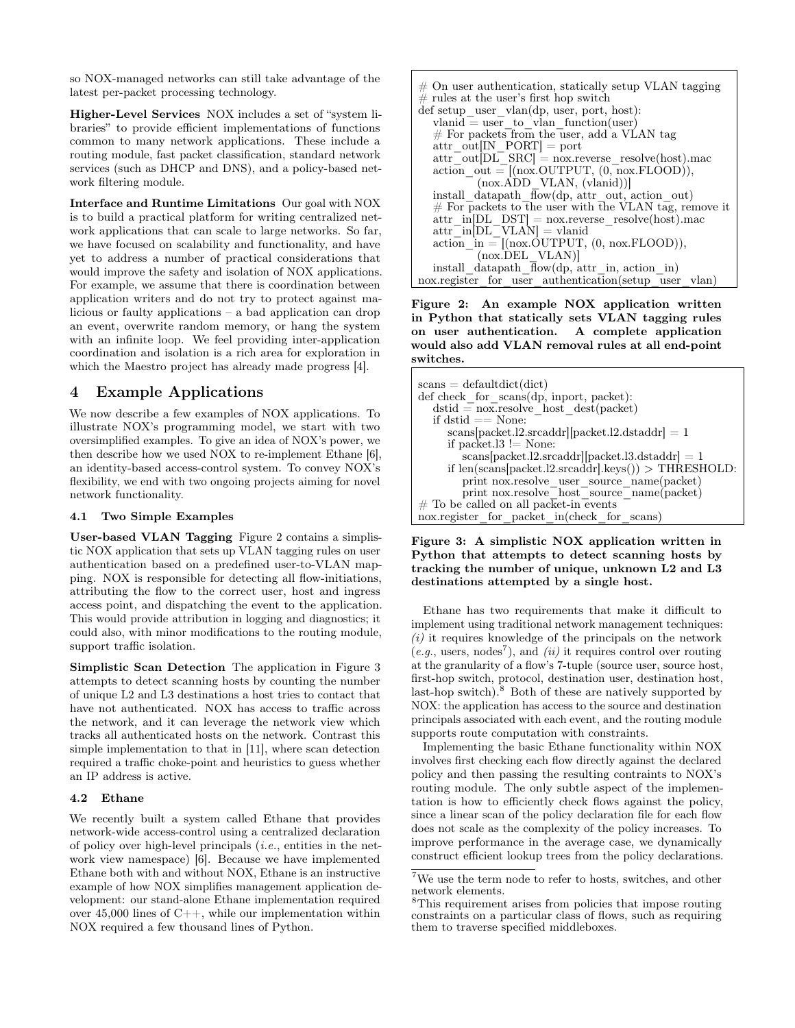so NOX-managed networks can still take advantage of the latest per-packet processing technology.

**Higher-Level Services** NOX includes a set of "system libraries" to provide efficient implementations of functions common to many network applications. These include a routing module, fast packet classification, standard network services (such as DHCP and DNS), and a policy-based network filtering module.

**Interface and Runtime Limitations** Our goal with NOX is to build a practical platform for writing centralized network applications that can scale to large networks. So far, we have focused on scalability and functionality, and have yet to address a number of practical considerations that would improve the safety and isolation of NOX applications. For example, we assume that there is coordination between application writers and do not try to protect against malicious or faulty applications – a bad application can drop an event, overwrite random memory, or hang the system with an infinite loop. We feel providing inter-application coordination and isolation is a rich area for exploration in which the Maestro project has already made progress [4].

## 4 Example Applications

We now describe a few examples of NOX applications. To illustrate NOX's programming model, we start with two oversimplified examples. To give an idea of NOX's power, we then describe how we used NOX to re-implement Ethane [6], an identity-based access-control system. To convey NOX's flexibility, we end with two ongoing projects aiming for novel network functionality.

### 4.1 Two Simple Examples

**User-based VLAN Tagging** Figure 2 contains a simplistic NOX application that sets up VLAN tagging rules on user authentication based on a predefined user-to-VLAN mapping. NOX is responsible for detecting all flow-initiations, attributing the flow to the correct user, host and ingress access point, and dispatching the event to the application. This would provide attribution in logging and diagnostics; it could also, with minor modifications to the routing module, support traffic isolation.

**Simplistic Scan Detection** The application in Figure 3 attempts to detect scanning hosts by counting the number of unique L2 and L3 destinations a host tries to contact that have not authenticated. NOX has access to traffic across the network, and it can leverage the network view which tracks all authenticated hosts on the network. Contrast this simple implementation to that in [11], where scan detection required a traffic choke-point and heuristics to guess whether an IP address is active.

### 4.2 Ethane

We recently built a system called Ethane that provides network-wide access-control using a centralized declaration of policy over high-level principals (*i.e.*, entities in the network view namespace) [6]. Because we have implemented Ethane both with and without NOX, Ethane is an instructive example of how NOX simplifies management application development: our stand-alone Ethane implementation required over 45,000 lines of C++, while our implementation within NOX required a few thousand lines of Python.

```
# On user authentication, statically setup VLAN tagging
# rules at the user's first hop switch
def setup_user_vlan(dp, user, port, host):
    vlanid = user_to_vlan_function(user)
    # For packets from the user, add a VLAN tag
    attr_out[IN_PORT] = port
    attr_out[DL_SRC] = nox.reverse_resolve(host).mac
    action_out = [(nox.OUTPUT, (0, nox.FLOOD)),
                  (nox.ADD_VLAN, (vlanid))]
    install_datapath_flow(dp, attr_out, action_out)
    # For packets to the user with the VLAN tag, remove it
    attr_in[DL_DST] = nox.reverse_resolve(host).mac
    attr_in[DL_VLAN] = vlanid
    action_in = [(nox.OUTPUT, (0, nox.FLOOD)),
                 (nox.DEL_VLAN)]
    install_datapath_flow(dp, attr_in, action_in)
nox.register_for_user_authentication(setup_user_vlan)
```

**Figure 2: An example NOX application written in Python that statically sets VLAN tagging rules on user authentication. A complete application would also add VLAN removal rules at all end-point switches.**

```
scans = defaultdict(dict)
def check_for_scans(dp, inport, packet):
    dstid = nox.resolve_host_dest(packet)
    if dstid == None:
        scans[packet.l2.srcaddr][packet.l2.dstaddr] = 1
        if packet.l3 != None:
            scans[packet.l2.srcaddr][packet.l3.dstaddr] = 1
        if len(scans[packet.l2.srcaddr].keys()) > THRESHOLD:
            print nox.resolve_user_source_name(packet)
            print nox.resolve_host_source_name(packet)
# To be called on all packet-in events
nox.register_for_packet_in(check_for_scans)
```

**Figure 3: A simplistic NOX application written in Python that attempts to detect scanning hosts by tracking the number of unique, unknown L2 and L3 destinations attempted by a single host.**

Ethane has two requirements that make it difficult to implement using traditional network management techniques: *(i)* it requires knowledge of the principals on the network (*e.g.*, users, nodes[7]), and *(ii)* it requires control over routing at the granularity of a flow's 7-tuple (source user, source host, first-hop switch, protocol, destination user, destination host, last-hop switch).[8] Both of these are natively supported by NOX: the application has access to the source and destination principals associated with each event, and the routing module supports route computation with constraints.

Implementing the basic Ethane functionality within NOX involves first checking each flow directly against the declared policy and then passing the resulting contraints to NOX's routing module. The only subtle aspect of the implementation is how to efficiently check flows against the policy, since a linear scan of the policy declaration file for each flow does not scale as the complexity of the policy increases. To improve performance in the average case, we dynamically construct efficient lookup trees from the policy declarations.

[7] We use the term node to refer to hosts, switches, and other network elements.

[8] This requirement arises from policies that impose routing constraints on a particular class of flows, such as requiring them to traverse specified middleboxes.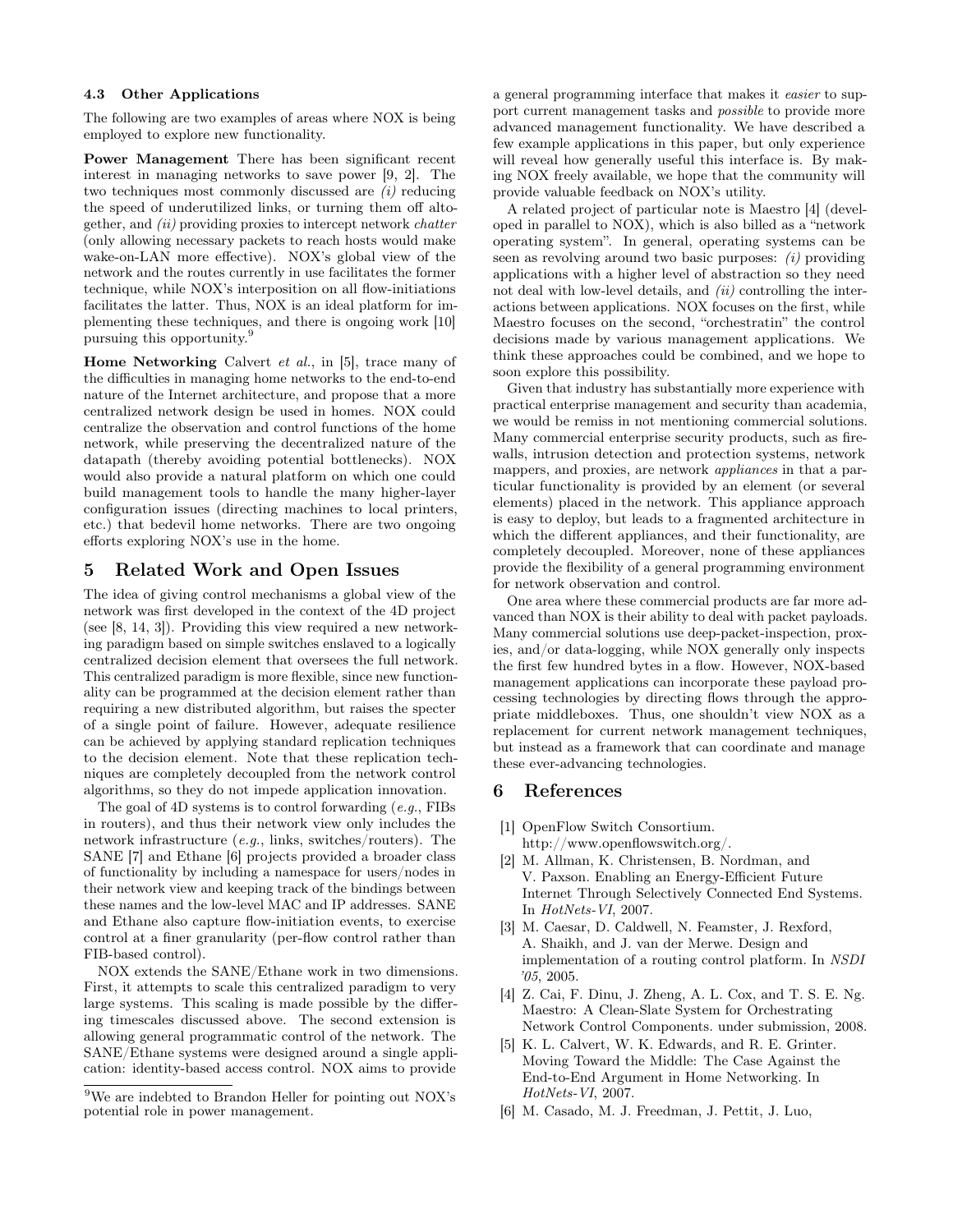### 4.3 Other Applications

The following are two examples of areas where NOX is being employed to explore new functionality.

**Power Management** There has been significant recent interest in managing networks to save power [9, 2]. The two techniques most commonly discussed are *(i)* reducing the speed of underutilized links, or turning them off altogether, and *(ii)* providing proxies to intercept network *chatter* (only allowing necessary packets to reach hosts would make wake-on-LAN more effective). NOX's global view of the network and the routes currently in use facilitates the former technique, while NOX's interposition on all flow-initiations facilitates the latter. Thus, NOX is an ideal platform for implementing these techniques, and there is ongoing work [10] pursuing this opportunity.[9]

**Home Networking** Calvert *et al.*, in [5], trace many of the difficulties in managing home networks to the end-to-end nature of the Internet architecture, and propose that a more centralized network design be used in homes. NOX could centralize the observation and control functions of the home network, while preserving the decentralized nature of the datapath (thereby avoiding potential bottlenecks). NOX would also provide a natural platform on which one could build management tools to handle the many higher-layer configuration issues (directing machines to local printers, etc.) that bedevil home networks. There are two ongoing efforts exploring NOX's use in the home.

## 5 Related Work and Open Issues

The idea of giving control mechanisms a global view of the network was first developed in the context of the 4D project (see [8, 14, 3]). Providing this view required a new networking paradigm based on simple switches enslaved to a logically centralized decision element that oversees the full network. This centralized paradigm is more flexible, since new functionality can be programmed at the decision element rather than requiring a new distributed algorithm, but raises the specter of a single point of failure. However, adequate resilience can be achieved by applying standard replication techniques to the decision element. Note that these replication techniques are completely decoupled from the network control algorithms, so they do not impede application innovation.

The goal of 4D systems is to control forwarding (*e.g.*, FIBs in routers), and thus their network view only includes the network infrastructure (*e.g.*, links, switches/routers). The SANE [7] and Ethane [6] projects provided a broader class of functionality by including a namespace for users/nodes in their network view and keeping track of the bindings between these names and the low-level MAC and IP addresses. SANE and Ethane also capture flow-initiation events, to exercise control at a finer granularity (per-flow control rather than FIB-based control).

NOX extends the SANE/Ethane work in two dimensions. First, it attempts to scale this centralized paradigm to very large systems. This scaling is made possible by the differing timescales discussed above. The second extension is allowing general programmatic control of the network. The SANE/Ethane systems were designed around a single application: identity-based access control. NOX aims to provide a general programming interface that makes it *easier* to support current management tasks and *possible* to provide more advanced management functionality. We have described a few example applications in this paper, but only experience will reveal how generally useful this interface is. By making NOX freely available, we hope that the community will provide valuable feedback on NOX's utility.

A related project of particular note is Maestro [4] (developed in parallel to NOX), which is also billed as a "network operating system". In general, operating systems can be seen as revolving around two basic purposes: *(i)* providing applications with a higher level of abstraction so they need not deal with low-level details, and *(ii)* controlling the interactions between applications. NOX focuses on the first, while Maestro focuses on the second, "orchestratin" the control decisions made by various management applications. We think these approaches could be combined, and we hope to soon explore this possibility.

Given that industry has substantially more experience with practical enterprise management and security than academia, we would be remiss in not mentioning commercial solutions. Many commercial enterprise security products, such as firewalls, intrusion detection and protection systems, network mappers, and proxies, are network *appliances* in that a particular functionality is provided by an element (or several elements) placed in the network. This appliance approach is easy to deploy, but leads to a fragmented architecture in which the different appliances, and their functionality, are completely decoupled. Moreover, none of these appliances provide the flexibility of a general programming environment for network observation and control.

One area where these commercial products are far more advanced than NOX is their ability to deal with packet payloads. Many commercial solutions use deep-packet-inspection, proxies, and/or data-logging, while NOX generally only inspects the first few hundred bytes in a flow. However, NOX-based management applications can incorporate these payload processing technologies by directing flows through the appropriate middleboxes. Thus, one shouldn't view NOX as a replacement for current network management techniques, but instead as a framework that can coordinate and manage these ever-advancing technologies.

[9]We are indebted to Brandon Heller for pointing out NOX's potential role in power management.

## 6 References

[1] OpenFlow Switch Consortium. http://www.openflowswitch.org/.

[2] M. Allman, K. Christensen, B. Nordman, and V. Paxson. Enabling an Energy-Efficient Future Internet Through Selectively Connected End Systems. In *HotNets-VI*, 2007.

[3] M. Caesar, D. Caldwell, N. Feamster, J. Rexford, A. Shaikh, and J. van der Merwe. Design and implementation of a routing control platform. In *NSDI '05*, 2005.

[4] Z. Cai, F. Dinu, J. Zheng, A. L. Cox, and T. S. E. Ng. Maestro: A Clean-Slate System for Orchestrating Network Control Components. under submission, 2008.

[5] K. L. Calvert, W. K. Edwards, and R. E. Grinter. Moving Toward the Middle: The Case Against the End-to-End Argument in Home Networking. In *HotNets-VI*, 2007.

[6] M. Casado, M. J. Freedman, J. Pettit, J. Luo,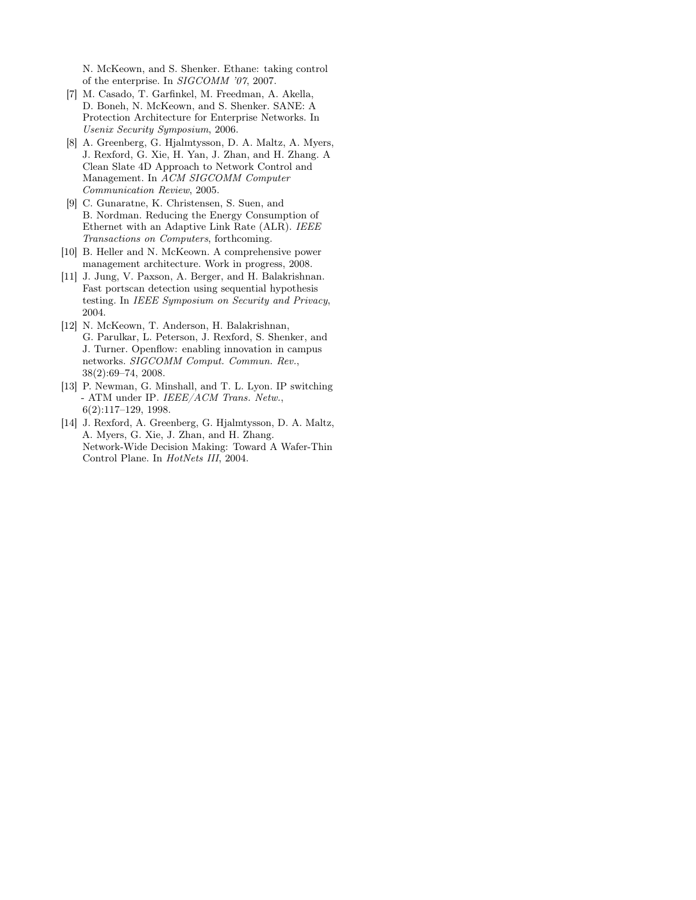N. McKeown, and S. Shenker. Ethane: taking control of the enterprise. In *SIGCOMM '07*, 2007.

[7] M. Casado, T. Garfinkel, M. Freedman, A. Akella, D. Boneh, N. McKeown, and S. Shenker. SANE: A Protection Architecture for Enterprise Networks. In *Usenix Security Symposium*, 2006.

[8] A. Greenberg, G. Hjalmtysson, D. A. Maltz, A. Myers, J. Rexford, G. Xie, H. Yan, J. Zhan, and H. Zhang. A Clean Slate 4D Approach to Network Control and Management. In *ACM SIGCOMM Computer Communication Review*, 2005.

[9] C. Gunaratne, K. Christensen, S. Suen, and B. Nordman. Reducing the Energy Consumption of Ethernet with an Adaptive Link Rate (ALR). *IEEE Transactions on Computers*, forthcoming.

[10] B. Heller and N. McKeown. A comprehensive power management architecture. Work in progress, 2008.

[11] J. Jung, V. Paxson, A. Berger, and H. Balakrishnan. Fast portscan detection using sequential hypothesis testing. In *IEEE Symposium on Security and Privacy*, 2004.

[12] N. McKeown, T. Anderson, H. Balakrishnan, G. Parulkar, L. Peterson, J. Rexford, S. Shenker, and J. Turner. Openflow: enabling innovation in campus networks. *SIGCOMM Comput. Commun. Rev.*, 38(2):69–74, 2008.

[13] P. Newman, G. Minshall, and T. L. Lyon. IP switching - ATM under IP. *IEEE/ACM Trans. Netw.*, 6(2):117–129, 1998.

[14] J. Rexford, A. Greenberg, G. Hjalmtysson, D. A. Maltz, A. Myers, G. Xie, J. Zhan, and H. Zhang. Network-Wide Decision Making: Toward A Wafer-Thin Control Plane. In *HotNets III*, 2004.